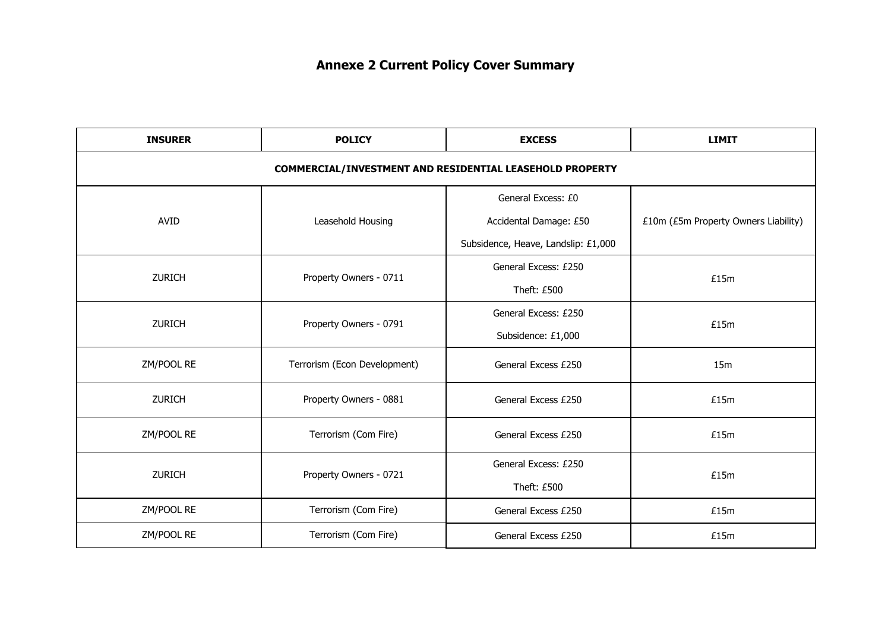# Annexe 2 Current Policy Cover Summary

| INSURER | POLICY | EXCESS | LIMIT |
|---|---|---|---|
| **COMMERCIAL/INVESTMENT AND RESIDENTIAL LEASEHOLD PROPERTY** | | | |
| AVID | Leasehold Housing | General Excess: £0<br>Accidental Damage: £50<br>Subsidence, Heave, Landslip: £1,000 | £10m (£5m Property Owners Liability) |
| ZURICH | Property Owners - 0711 | General Excess: £250<br>Theft: £500 | £15m |
| ZURICH | Property Owners - 0791 | General Excess: £250<br>Subsidence: £1,000 | £15m |
| ZM/POOL RE | Terrorism (Econ Development) | General Excess £250 | 15m |
| ZURICH | Property Owners - 0881 | General Excess £250 | £15m |
| ZM/POOL RE | Terrorism (Com Fire) | General Excess £250 | £15m |
| ZURICH | Property Owners - 0721 | General Excess: £250<br>Theft: £500 | £15m |
| ZM/POOL RE | Terrorism (Com Fire) | General Excess £250 | £15m |
| ZM/POOL RE | Terrorism (Com Fire) | General Excess £250 | £15m |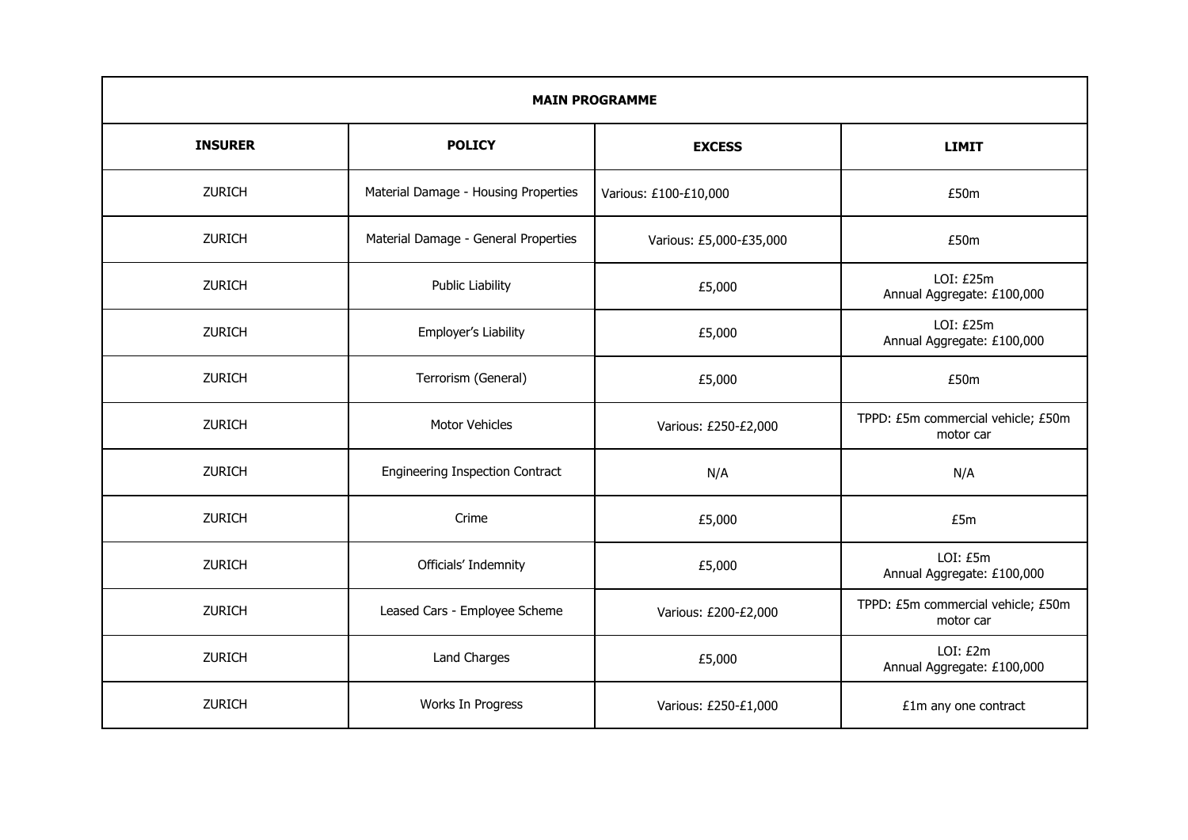| MAIN PROGRAMME | | | |
|---|---|---|---|
| **INSURER** | **POLICY** | **EXCESS** | **LIMIT** |
| ZURICH | Material Damage - Housing Properties | Various: £100-£10,000 | £50m |
| ZURICH | Material Damage - General Properties | Various: £5,000-£35,000 | £50m |
| ZURICH | Public Liability | £5,000 | LOI: £25m<br>Annual Aggregate: £100,000 |
| ZURICH | Employer's Liability | £5,000 | LOI: £25m<br>Annual Aggregate: £100,000 |
| ZURICH | Terrorism (General) | £5,000 | £50m |
| ZURICH | Motor Vehicles | Various: £250-£2,000 | TPPD: £5m commercial vehicle; £50m motor car |
| ZURICH | Engineering Inspection Contract | N/A | N/A |
| ZURICH | Crime | £5,000 | £5m |
| ZURICH | Officials' Indemnity | £5,000 | LOI: £5m<br>Annual Aggregate: £100,000 |
| ZURICH | Leased Cars - Employee Scheme | Various: £200-£2,000 | TPPD: £5m commercial vehicle; £50m motor car |
| ZURICH | Land Charges | £5,000 | LOI: £2m<br>Annual Aggregate: £100,000 |
| ZURICH | Works In Progress | Various: £250-£1,000 | £1m any one contract |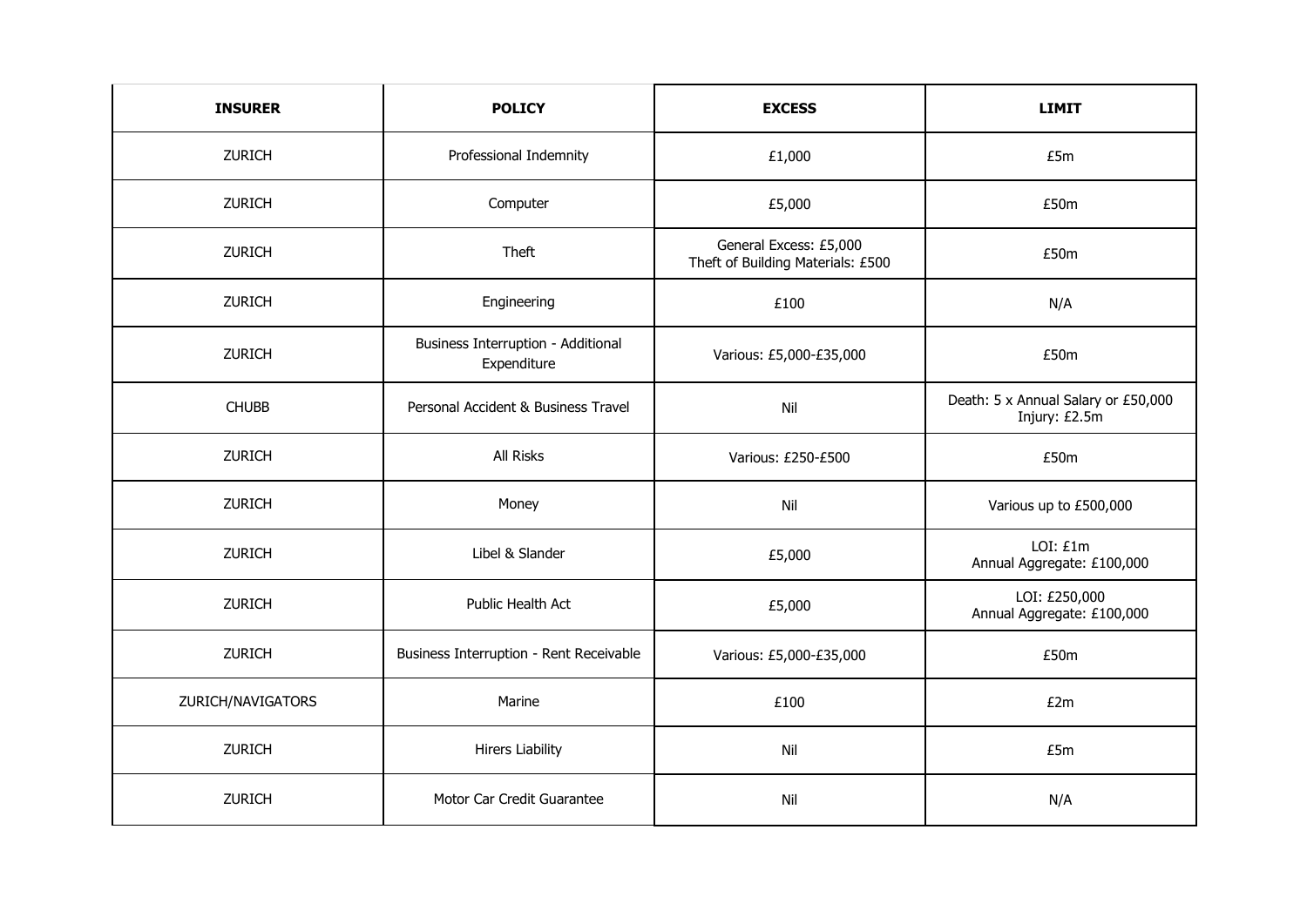| INSURER | POLICY | EXCESS | LIMIT |
|---|---|---|---|
| ZURICH | Professional Indemnity | £1,000 | £5m |
| ZURICH | Computer | £5,000 | £50m |
| ZURICH | Theft | General Excess: £5,000<br>Theft of Building Materials: £500 | £50m |
| ZURICH | Engineering | £100 | N/A |
| ZURICH | Business Interruption - Additional Expenditure | Various: £5,000-£35,000 | £50m |
| CHUBB | Personal Accident & Business Travel | Nil | Death: 5 x Annual Salary or £50,000<br>Injury: £2.5m |
| ZURICH | All Risks | Various: £250-£500 | £50m |
| ZURICH | Money | Nil | Various up to £500,000 |
| ZURICH | Libel & Slander | £5,000 | LOI: £1m<br>Annual Aggregate: £100,000 |
| ZURICH | Public Health Act | £5,000 | LOI: £250,000<br>Annual Aggregate: £100,000 |
| ZURICH | Business Interruption - Rent Receivable | Various: £5,000-£35,000 | £50m |
| ZURICH/NAVIGATORS | Marine | £100 | £2m |
| ZURICH | Hirers Liability | Nil | £5m |
| ZURICH | Motor Car Credit Guarantee | Nil | N/A |